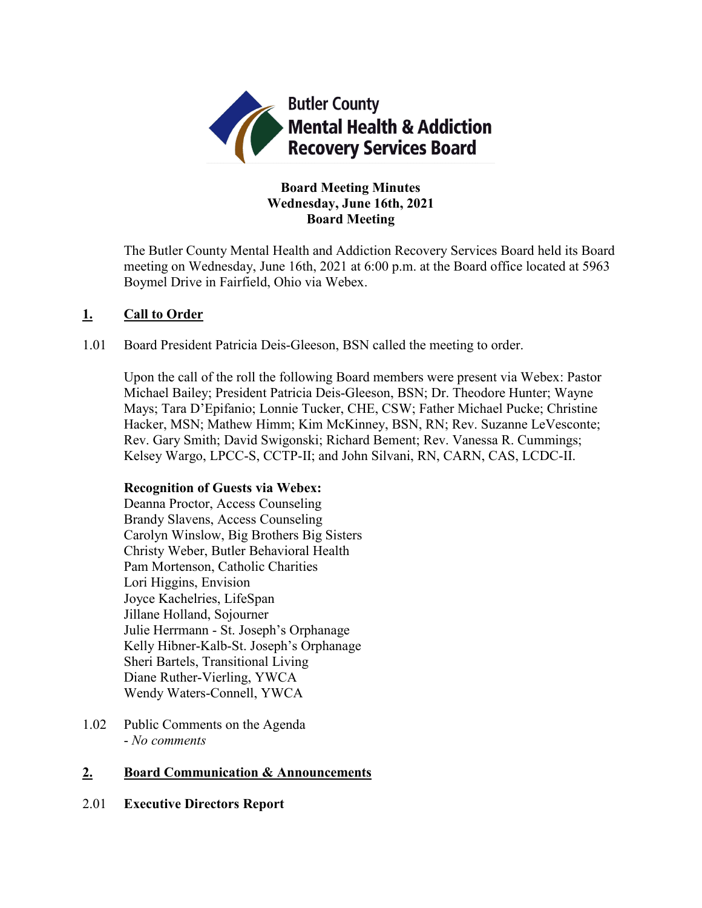Butler County
Mental Health & Addiction
Recovery Services Board

**Board Meeting Minutes**
**Wednesday, June 16th, 2021**
**Board Meeting**

The Butler County Mental Health and Addiction Recovery Services Board held its Board meeting on Wednesday, June 16th, 2021 at 6:00 p.m. at the Board office located at 5963 Boymel Drive in Fairfield, Ohio via Webex.

## **1.** **Call to Order**

1.01 Board President Patricia Deis-Gleeson, BSN called the meeting to order.

Upon the call of the roll the following Board members were present via Webex: Pastor Michael Bailey; President Patricia Deis-Gleeson, BSN; Dr. Theodore Hunter; Wayne Mays; Tara D'Epifanio; Lonnie Tucker, CHE, CSW; Father Michael Pucke; Christine Hacker, MSN; Mathew Himm; Kim McKinney, BSN, RN; Rev. Suzanne LeVesconte; Rev. Gary Smith; David Swigonski; Richard Bement; Rev. Vanessa R. Cummings; Kelsey Wargo, LPCC-S, CCTP-II; and John Silvani, RN, CARN, CAS, LCDC-II.

**Recognition of Guests via Webex:**
Deanna Proctor, Access Counseling
Brandy Slavens, Access Counseling
Carolyn Winslow, Big Brothers Big Sisters
Christy Weber, Butler Behavioral Health
Pam Mortenson, Catholic Charities
Lori Higgins, Envision
Joyce Kachelries, LifeSpan
Jillane Holland, Sojourner
Julie Herrmann - St. Joseph's Orphanage
Kelly Hibner-Kalb-St. Joseph's Orphanage
Sheri Bartels, Transitional Living
Diane Ruther-Vierling, YWCA
Wendy Waters-Connell, YWCA

1.02 Public Comments on the Agenda
- *No comments*

## **2.** **Board Communication & Announcements**

2.01 **Executive Directors Report**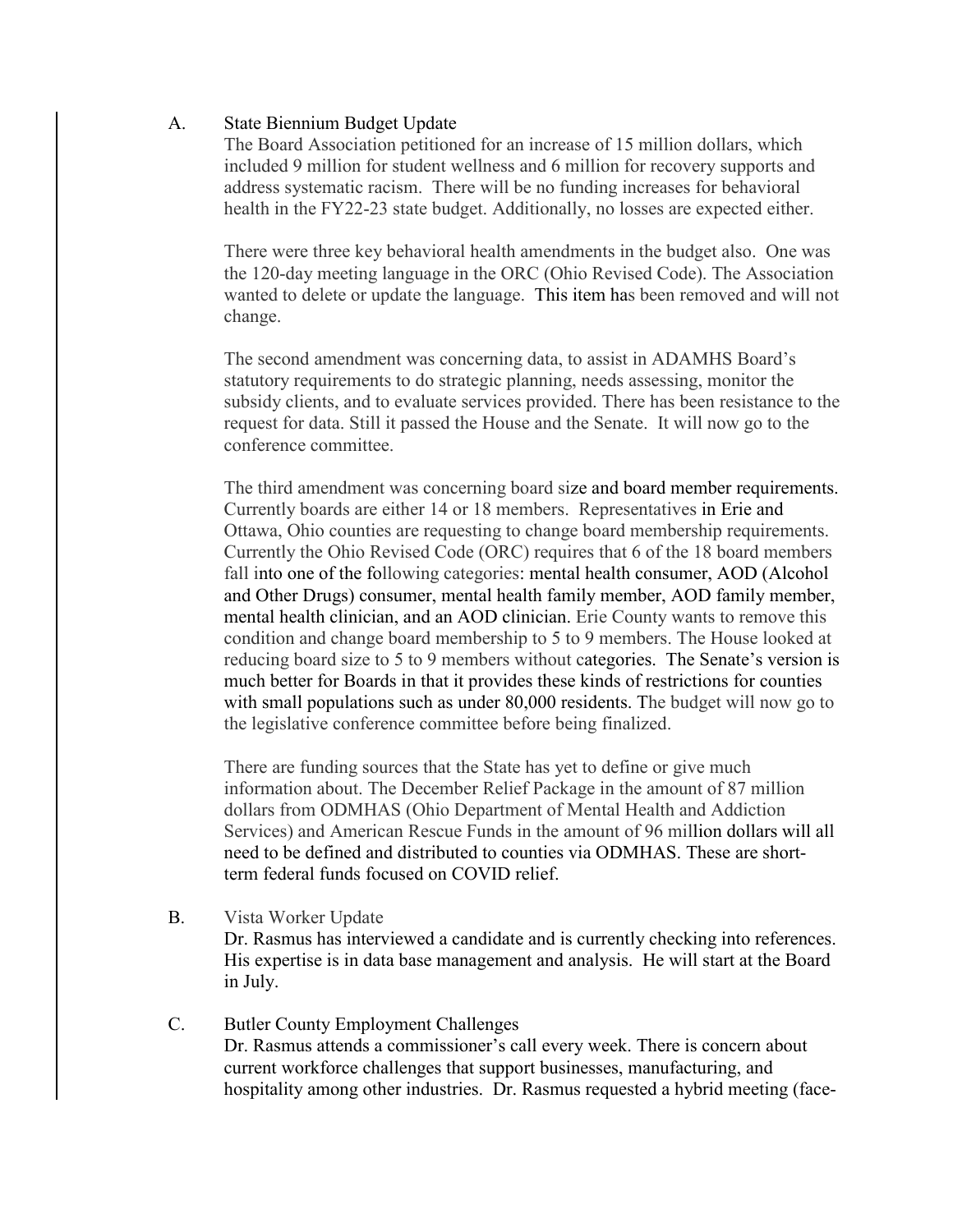A. State Biennium Budget Update

The Board Association petitioned for an increase of 15 million dollars, which included 9 million for student wellness and 6 million for recovery supports and address systematic racism. There will be no funding increases for behavioral health in the FY22-23 state budget. Additionally, no losses are expected either.

There were three key behavioral health amendments in the budget also. One was the 120-day meeting language in the ORC (Ohio Revised Code). The Association wanted to delete or update the language. This item has been removed and will not change.

The second amendment was concerning data, to assist in ADAMHS Board's statutory requirements to do strategic planning, needs assessing, monitor the subsidy clients, and to evaluate services provided. There has been resistance to the request for data. Still it passed the House and the Senate. It will now go to the conference committee.

The third amendment was concerning board size and board member requirements. Currently boards are either 14 or 18 members. Representatives in Erie and Ottawa, Ohio counties are requesting to change board membership requirements. Currently the Ohio Revised Code (ORC) requires that 6 of the 18 board members fall into one of the following categories: mental health consumer, AOD (Alcohol and Other Drugs) consumer, mental health family member, AOD family member, mental health clinician, and an AOD clinician. Erie County wants to remove this condition and change board membership to 5 to 9 members. The House looked at reducing board size to 5 to 9 members without categories. The Senate's version is much better for Boards in that it provides these kinds of restrictions for counties with small populations such as under 80,000 residents. The budget will now go to the legislative conference committee before being finalized.

There are funding sources that the State has yet to define or give much information about. The December Relief Package in the amount of 87 million dollars from ODMHAS (Ohio Department of Mental Health and Addiction Services) and American Rescue Funds in the amount of 96 million dollars will all need to be defined and distributed to counties via ODMHAS. These are short-term federal funds focused on COVID relief.

B. Vista Worker Update

Dr. Rasmus has interviewed a candidate and is currently checking into references. His expertise is in data base management and analysis. He will start at the Board in July.

C. Butler County Employment Challenges

Dr. Rasmus attends a commissioner's call every week. There is concern about current workforce challenges that support businesses, manufacturing, and hospitality among other industries. Dr. Rasmus requested a hybrid meeting (face-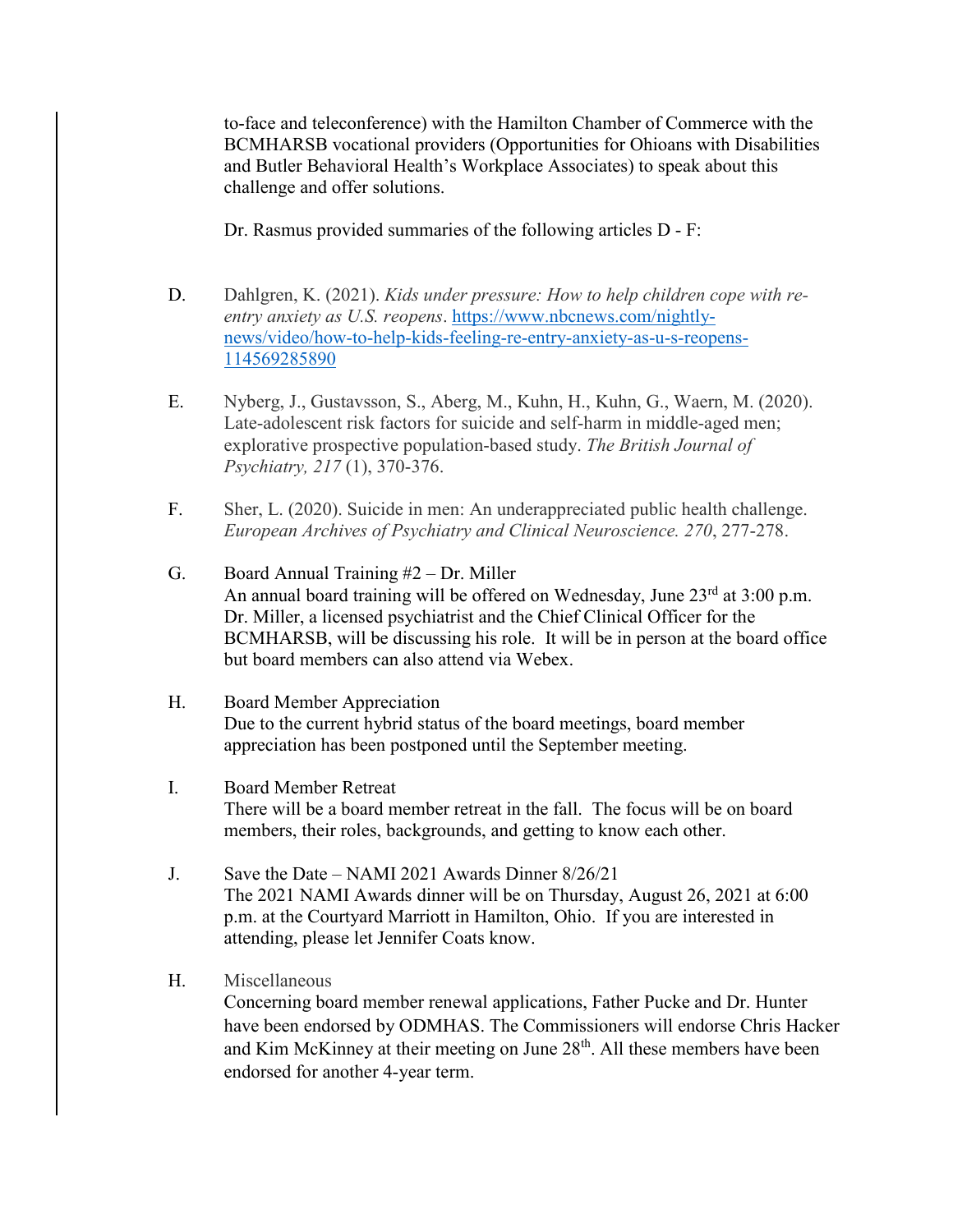to-face and teleconference) with the Hamilton Chamber of Commerce with the BCMHARSB vocational providers (Opportunities for Ohioans with Disabilities and Butler Behavioral Health's Workplace Associates) to speak about this challenge and offer solutions.

Dr. Rasmus provided summaries of the following articles D - F:

D. Dahlgren, K. (2021). *Kids under pressure: How to help children cope with re-entry anxiety as U.S. reopens*. [https://www.nbcnews.com/nightly-news/video/how-to-help-kids-feeling-re-entry-anxiety-as-u-s-reopens-114569285890](https://www.nbcnews.com/nightly-news/video/how-to-help-kids-feeling-re-entry-anxiety-as-u-s-reopens-114569285890)

E. Nyberg, J., Gustavsson, S., Aberg, M., Kuhn, H., Kuhn, G., Waern, M. (2020). Late-adolescent risk factors for suicide and self-harm in middle-aged men; explorative prospective population-based study. *The British Journal of Psychiatry, 217* (1), 370-376.

F. Sher, L. (2020). Suicide in men: An underappreciated public health challenge. *European Archives of Psychiatry and Clinical Neuroscience. 270*, 277-278.

G. Board Annual Training #2 – Dr. Miller
An annual board training will be offered on Wednesday, June 23rd at 3:00 p.m. Dr. Miller, a licensed psychiatrist and the Chief Clinical Officer for the BCMHARSB, will be discussing his role. It will be in person at the board office but board members can also attend via Webex.

H. Board Member Appreciation
Due to the current hybrid status of the board meetings, board member appreciation has been postponed until the September meeting.

I. Board Member Retreat
There will be a board member retreat in the fall. The focus will be on board members, their roles, backgrounds, and getting to know each other.

J. Save the Date – NAMI 2021 Awards Dinner 8/26/21
The 2021 NAMI Awards dinner will be on Thursday, August 26, 2021 at 6:00 p.m. at the Courtyard Marriott in Hamilton, Ohio. If you are interested in attending, please let Jennifer Coats know.

H. Miscellaneous
Concerning board member renewal applications, Father Pucke and Dr. Hunter have been endorsed by ODMHAS. The Commissioners will endorse Chris Hacker and Kim McKinney at their meeting on June 28th. All these members have been endorsed for another 4-year term.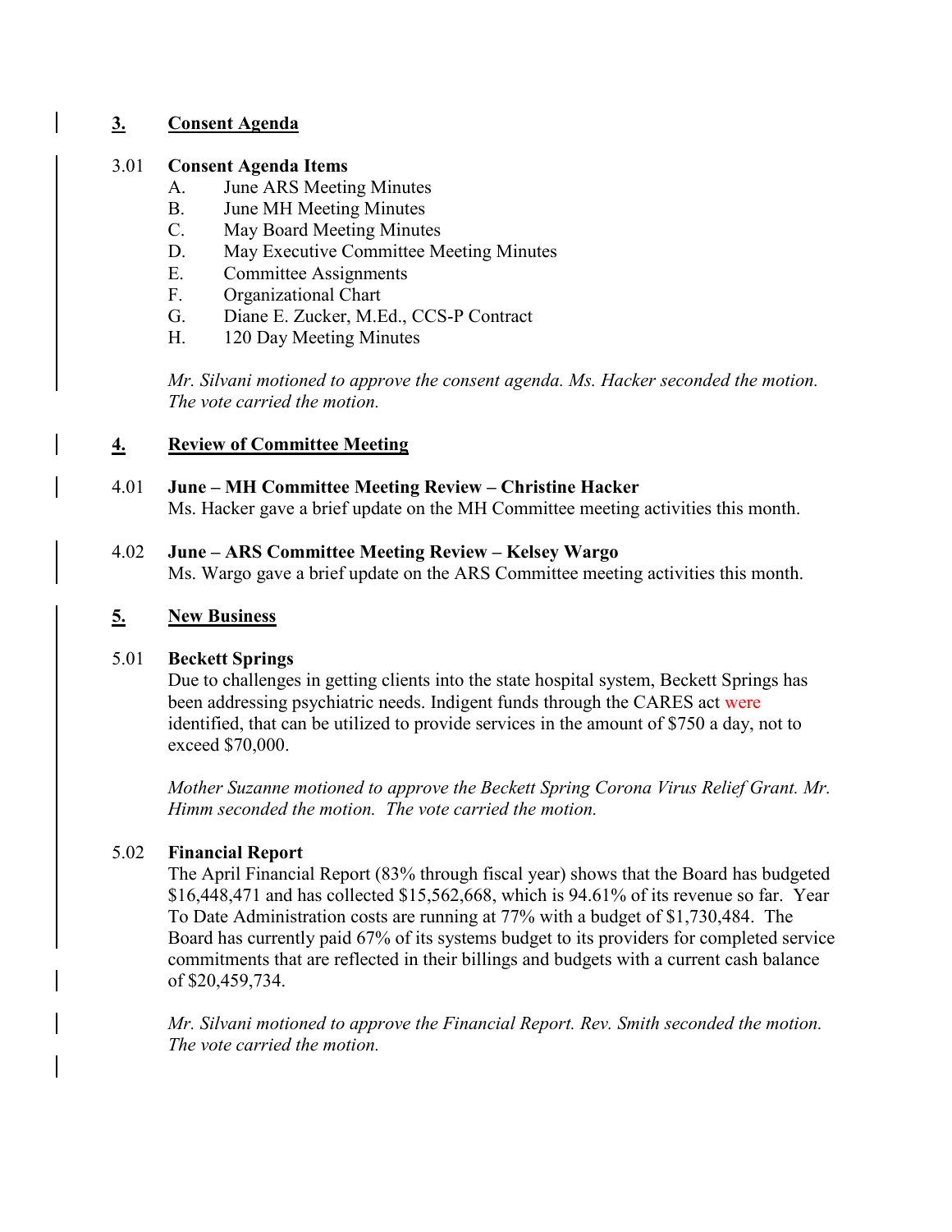## 3. Consent Agenda

3.01 **Consent Agenda Items**

A. June ARS Meeting Minutes
B. June MH Meeting Minutes
C. May Board Meeting Minutes
D. May Executive Committee Meeting Minutes
E. Committee Assignments
F. Organizational Chart
G. Diane E. Zucker, M.Ed., CCS-P Contract
H. 120 Day Meeting Minutes

*Mr. Silvani motioned to approve the consent agenda. Ms. Hacker seconded the motion. The vote carried the motion.*

## 4. Review of Committee Meeting

4.01 **June – MH Committee Meeting Review – Christine Hacker**
Ms. Hacker gave a brief update on the MH Committee meeting activities this month.

4.02 **June – ARS Committee Meeting Review – Kelsey Wargo**
Ms. Wargo gave a brief update on the ARS Committee meeting activities this month.

## 5. New Business

5.01 **Beckett Springs**
Due to challenges in getting clients into the state hospital system, Beckett Springs has been addressing psychiatric needs. Indigent funds through the CARES act were identified, that can be utilized to provide services in the amount of $750 a day, not to exceed $70,000.

*Mother Suzanne motioned to approve the Beckett Spring Corona Virus Relief Grant. Mr. Himm seconded the motion. The vote carried the motion.*

5.02 **Financial Report**
The April Financial Report (83% through fiscal year) shows that the Board has budgeted $16,448,471 and has collected $15,562,668, which is 94.61% of its revenue so far. Year To Date Administration costs are running at 77% with a budget of $1,730,484. The Board has currently paid 67% of its systems budget to its providers for completed service commitments that are reflected in their billings and budgets with a current cash balance of $20,459,734.

*Mr. Silvani motioned to approve the Financial Report. Rev. Smith seconded the motion. The vote carried the motion.*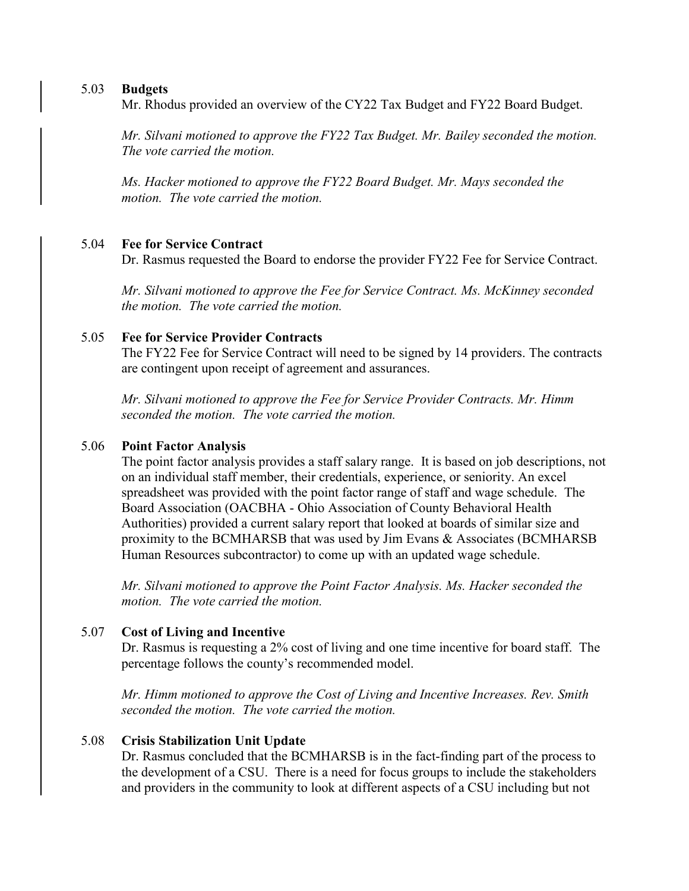### 5.03 **Budgets**

Mr. Rhodus provided an overview of the CY22 Tax Budget and FY22 Board Budget.

*Mr. Silvani motioned to approve the FY22 Tax Budget. Mr. Bailey seconded the motion. The vote carried the motion.*

*Ms. Hacker motioned to approve the FY22 Board Budget. Mr. Mays seconded the motion. The vote carried the motion.*

### 5.04 **Fee for Service Contract**

Dr. Rasmus requested the Board to endorse the provider FY22 Fee for Service Contract.

*Mr. Silvani motioned to approve the Fee for Service Contract. Ms. McKinney seconded the motion. The vote carried the motion.*

### 5.05 **Fee for Service Provider Contracts**

The FY22 Fee for Service Contract will need to be signed by 14 providers. The contracts are contingent upon receipt of agreement and assurances.

*Mr. Silvani motioned to approve the Fee for Service Provider Contracts. Mr. Himm seconded the motion. The vote carried the motion.*

### 5.06 **Point Factor Analysis**

The point factor analysis provides a staff salary range. It is based on job descriptions, not on an individual staff member, their credentials, experience, or seniority. An excel spreadsheet was provided with the point factor range of staff and wage schedule. The Board Association (OACBHA - Ohio Association of County Behavioral Health Authorities) provided a current salary report that looked at boards of similar size and proximity to the BCMHARSB that was used by Jim Evans & Associates (BCMHARSB Human Resources subcontractor) to come up with an updated wage schedule.

*Mr. Silvani motioned to approve the Point Factor Analysis. Ms. Hacker seconded the motion. The vote carried the motion.*

### 5.07 **Cost of Living and Incentive**

Dr. Rasmus is requesting a 2% cost of living and one time incentive for board staff. The percentage follows the county's recommended model.

*Mr. Himm motioned to approve the Cost of Living and Incentive Increases. Rev. Smith seconded the motion. The vote carried the motion.*

### 5.08 **Crisis Stabilization Unit Update**

Dr. Rasmus concluded that the BCMHARSB is in the fact-finding part of the process to the development of a CSU. There is a need for focus groups to include the stakeholders and providers in the community to look at different aspects of a CSU including but not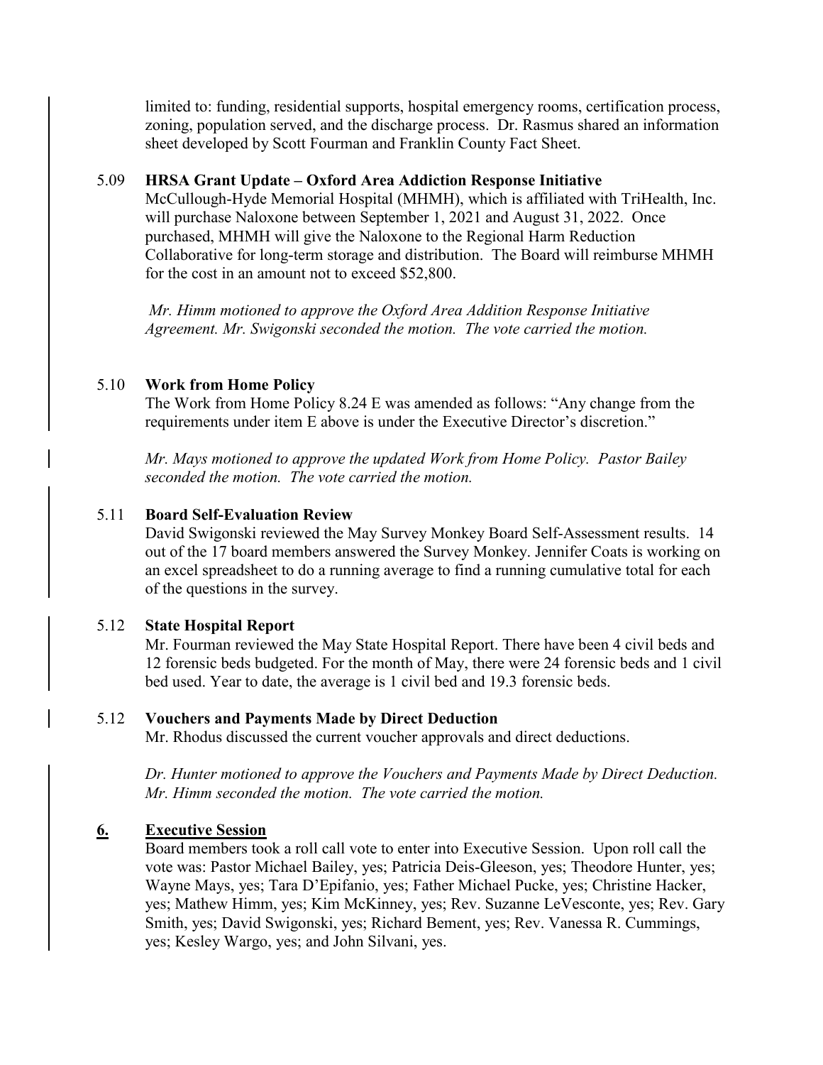limited to: funding, residential supports, hospital emergency rooms, certification process, zoning, population served, and the discharge process. Dr. Rasmus shared an information sheet developed by Scott Fourman and Franklin County Fact Sheet.

5.09 **HRSA Grant Update – Oxford Area Addiction Response Initiative**

McCullough-Hyde Memorial Hospital (MHMH), which is affiliated with TriHealth, Inc. will purchase Naloxone between September 1, 2021 and August 31, 2022. Once purchased, MHMH will give the Naloxone to the Regional Harm Reduction Collaborative for long-term storage and distribution. The Board will reimburse MHMH for the cost in an amount not to exceed $52,800.

*Mr. Himm motioned to approve the Oxford Area Addition Response Initiative Agreement. Mr. Swigonski seconded the motion. The vote carried the motion.*

5.10 **Work from Home Policy**

The Work from Home Policy 8.24 E was amended as follows: "Any change from the requirements under item E above is under the Executive Director's discretion."

*Mr. Mays motioned to approve the updated Work from Home Policy. Pastor Bailey seconded the motion. The vote carried the motion.*

5.11 **Board Self-Evaluation Review**

David Swigonski reviewed the May Survey Monkey Board Self-Assessment results. 14 out of the 17 board members answered the Survey Monkey. Jennifer Coats is working on an excel spreadsheet to do a running average to find a running cumulative total for each of the questions in the survey.

5.12 **State Hospital Report**

Mr. Fourman reviewed the May State Hospital Report. There have been 4 civil beds and 12 forensic beds budgeted. For the month of May, there were 24 forensic beds and 1 civil bed used. Year to date, the average is 1 civil bed and 19.3 forensic beds.

5.12 **Vouchers and Payments Made by Direct Deduction**

Mr. Rhodus discussed the current voucher approvals and direct deductions.

*Dr. Hunter motioned to approve the Vouchers and Payments Made by Direct Deduction. Mr. Himm seconded the motion. The vote carried the motion.*

## 6. Executive Session

Board members took a roll call vote to enter into Executive Session. Upon roll call the vote was: Pastor Michael Bailey, yes; Patricia Deis-Gleeson, yes; Theodore Hunter, yes; Wayne Mays, yes; Tara D'Epifanio, yes; Father Michael Pucke, yes; Christine Hacker, yes; Mathew Himm, yes; Kim McKinney, yes; Rev. Suzanne LeVesconte, yes; Rev. Gary Smith, yes; David Swigonski, yes; Richard Bement, yes; Rev. Vanessa R. Cummings, yes; Kesley Wargo, yes; and John Silvani, yes.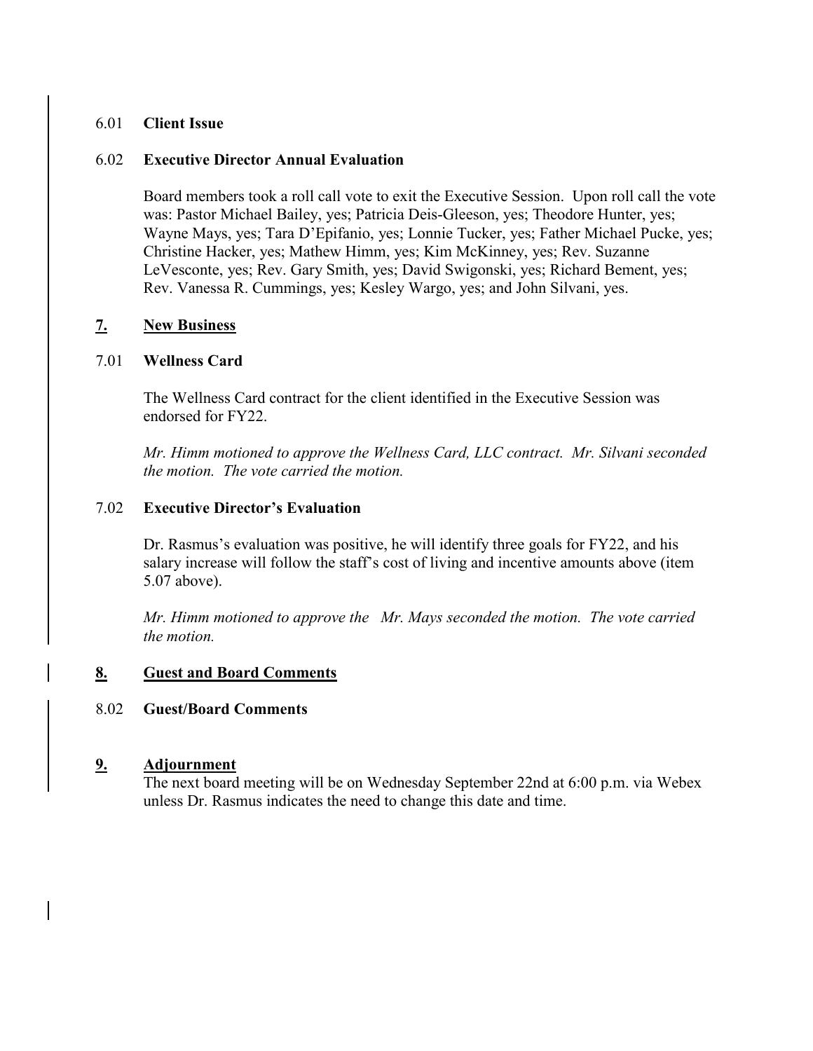6.01 **Client Issue**

6.02 **Executive Director Annual Evaluation**

Board members took a roll call vote to exit the Executive Session. Upon roll call the vote was: Pastor Michael Bailey, yes; Patricia Deis-Gleeson, yes; Theodore Hunter, yes; Wayne Mays, yes; Tara D'Epifanio, yes; Lonnie Tucker, yes; Father Michael Pucke, yes; Christine Hacker, yes; Mathew Himm, yes; Kim McKinney, yes; Rev. Suzanne LeVesconte, yes; Rev. Gary Smith, yes; David Swigonski, yes; Richard Bement, yes; Rev. Vanessa R. Cummings, yes; Kesley Wargo, yes; and John Silvani, yes.

## 7. New Business

7.01 **Wellness Card**

The Wellness Card contract for the client identified in the Executive Session was endorsed for FY22.

*Mr. Himm motioned to approve the Wellness Card, LLC contract. Mr. Silvani seconded the motion. The vote carried the motion.*

7.02 **Executive Director's Evaluation**

Dr. Rasmus's evaluation was positive, he will identify three goals for FY22, and his salary increase will follow the staff's cost of living and incentive amounts above (item 5.07 above).

*Mr. Himm motioned to approve the Mr. Mays seconded the motion. The vote carried the motion.*

## 8. Guest and Board Comments

8.02 **Guest/Board Comments**

## 9. Adjournment

The next board meeting will be on Wednesday September 22nd at 6:00 p.m. via Webex unless Dr. Rasmus indicates the need to change this date and time.